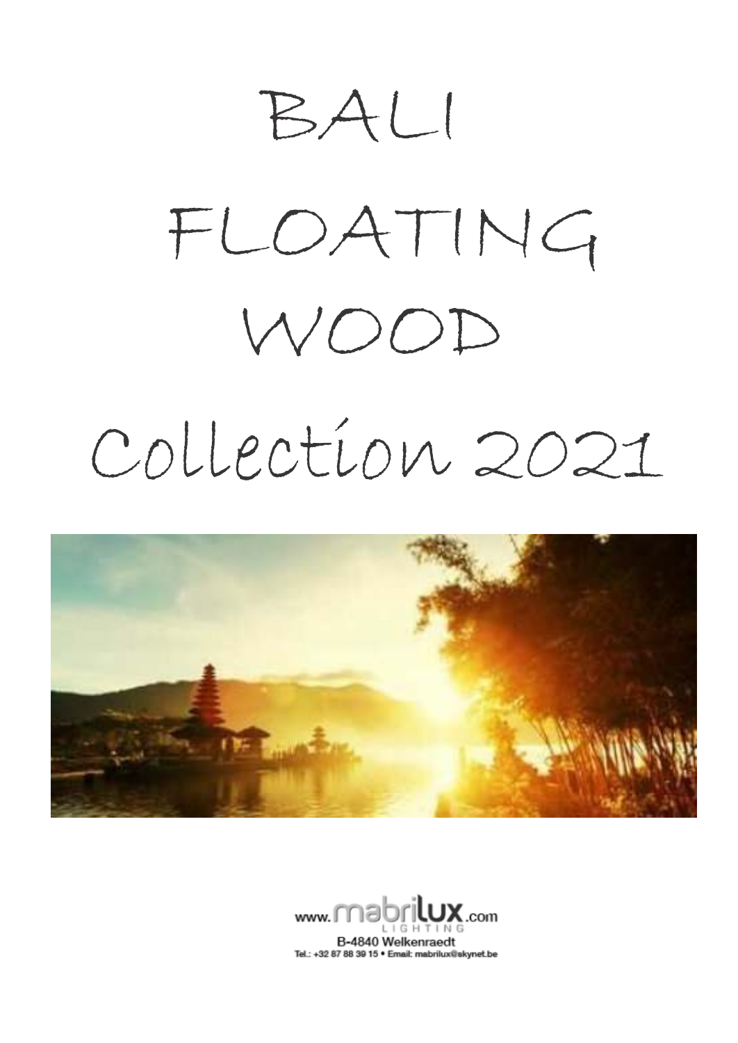# BALI FLOATING WOOD Collection 2021

www.mabrilux.com
LIGHTING
B-4840 Welkenraedt
Tel.: +32 87 88 39 15 • Email: mabrilux@skynet.be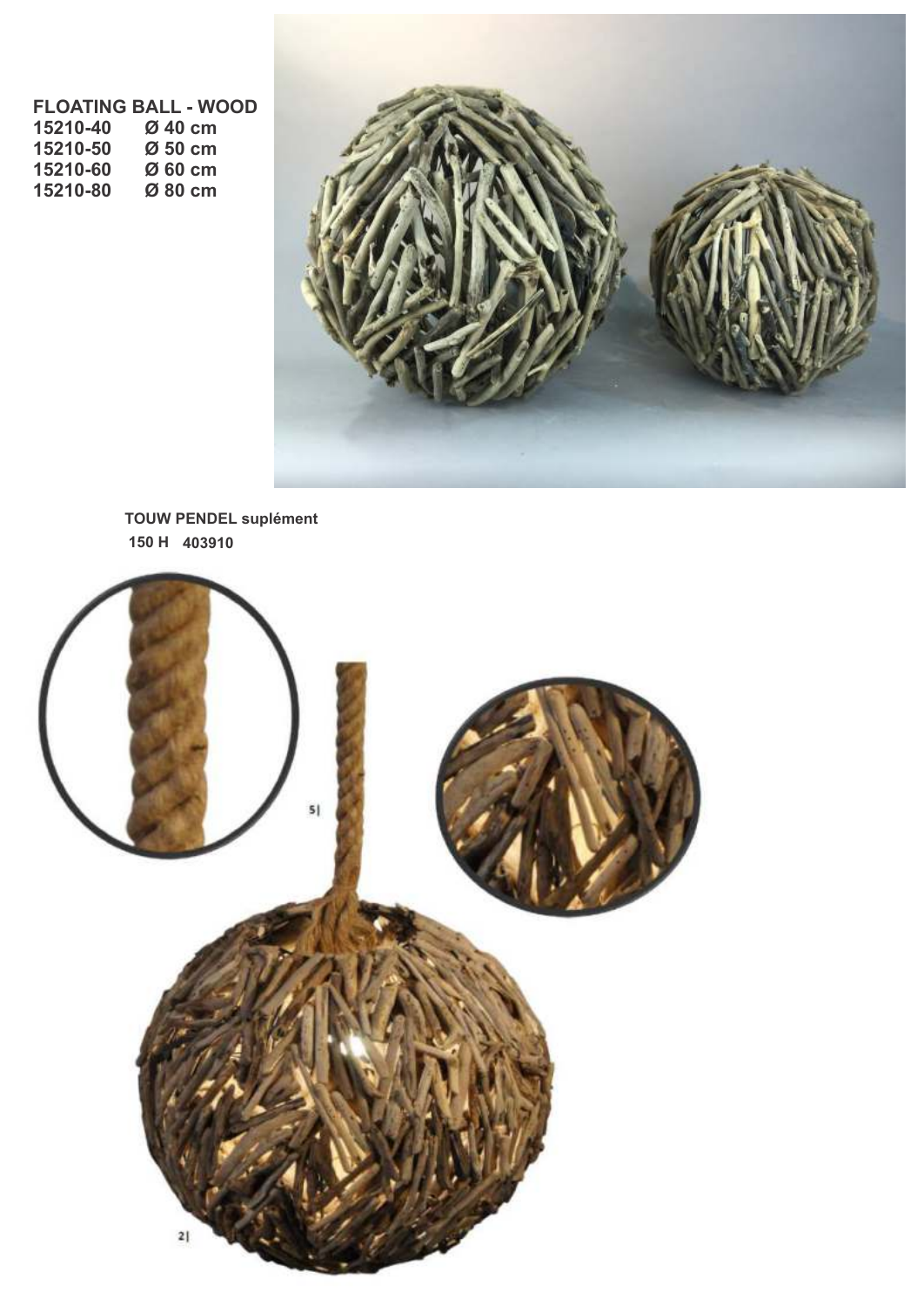**FLOATING BALL - WOOD**

| | |
|---|---|
| **15210-40** | **Ø 40 cm** |
| **15210-50** | **Ø 50 cm** |
| **15210-60** | **Ø 60 cm** |
| **15210-80** | **Ø 80 cm** |

**TOUW PENDEL suplément**

**150 H 403910**

5|

2|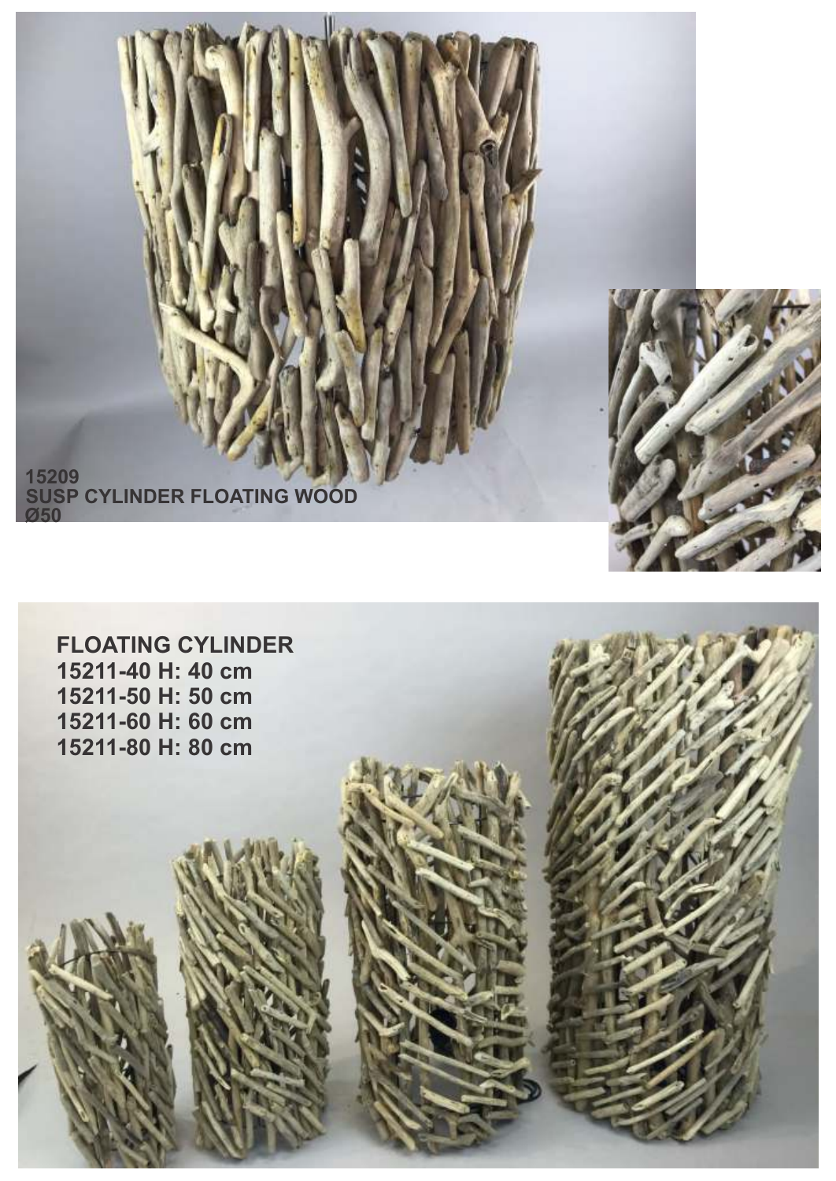15209
SUSP CYLINDER FLOATING WOOD
Ø50

FLOATING CYLINDER
15211-40 H: 40 cm
15211-50 H: 50 cm
15211-60 H: 60 cm
15211-80 H: 80 cm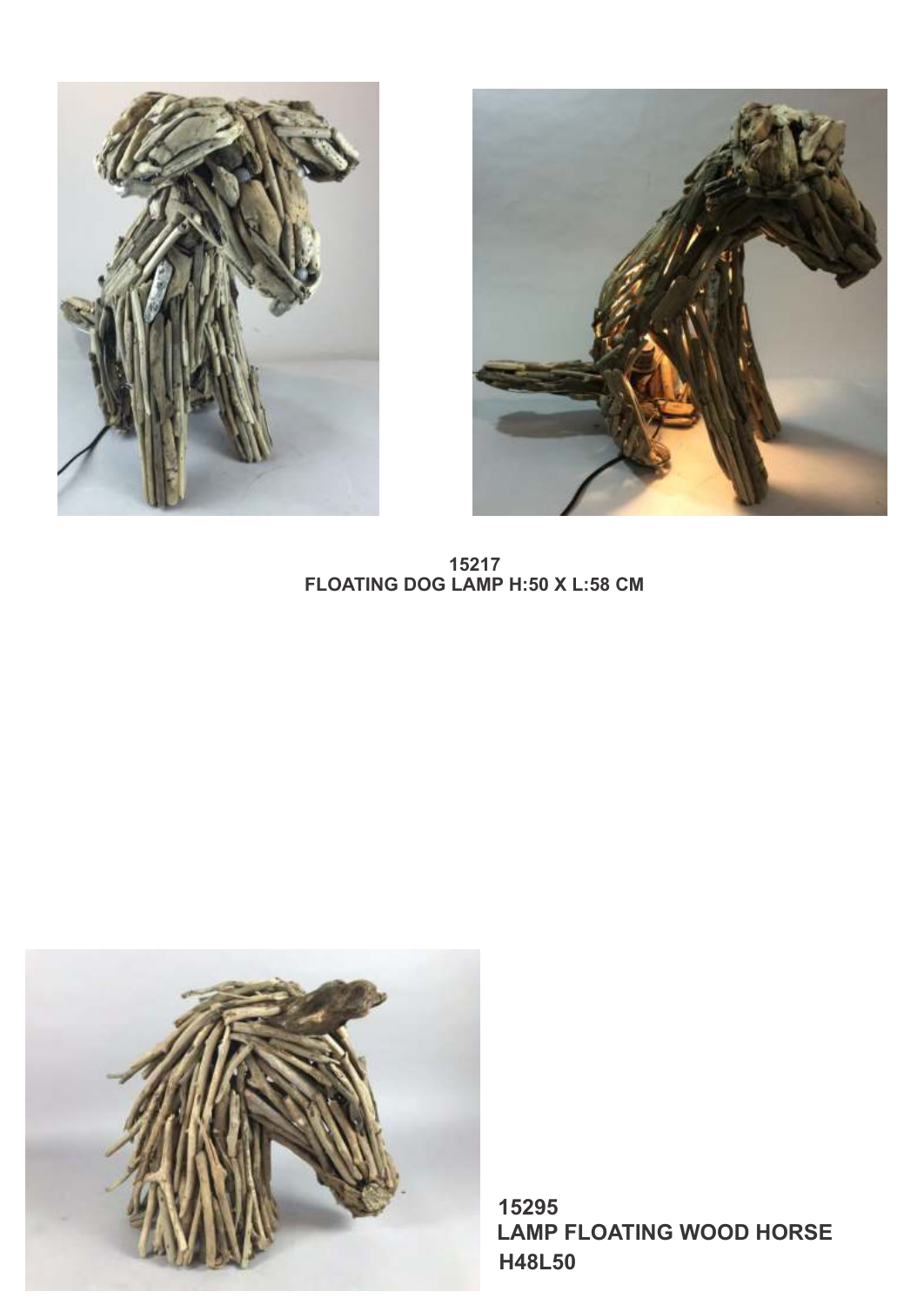**15217**
**FLOATING DOG LAMP H:50 X L:58 CM**

**15295**
**LAMP FLOATING WOOD HORSE**
**H48L50**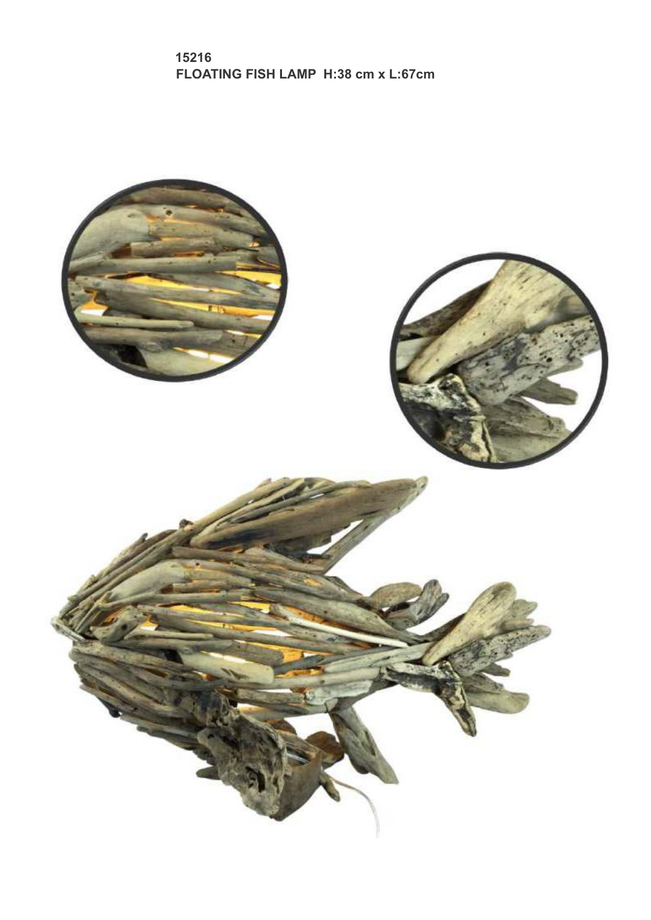**15216**
**FLOATING FISH LAMP H:38 cm x L:67cm**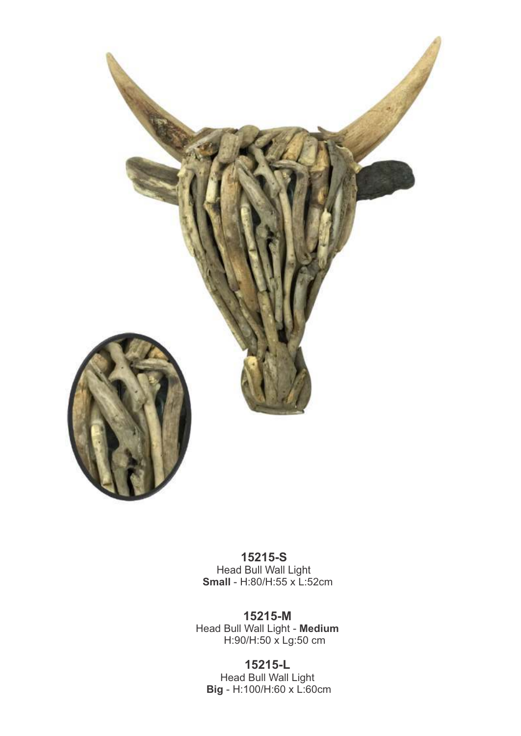**15215-S**
Head Bull Wall Light
**Small** - H:80/H:55 x L:52cm

**15215-M**
Head Bull Wall Light - **Medium**
H:90/H:50 x Lg:50 cm

**15215-L**
Head Bull Wall Light
**Big** - H:100/H:60 x L:60cm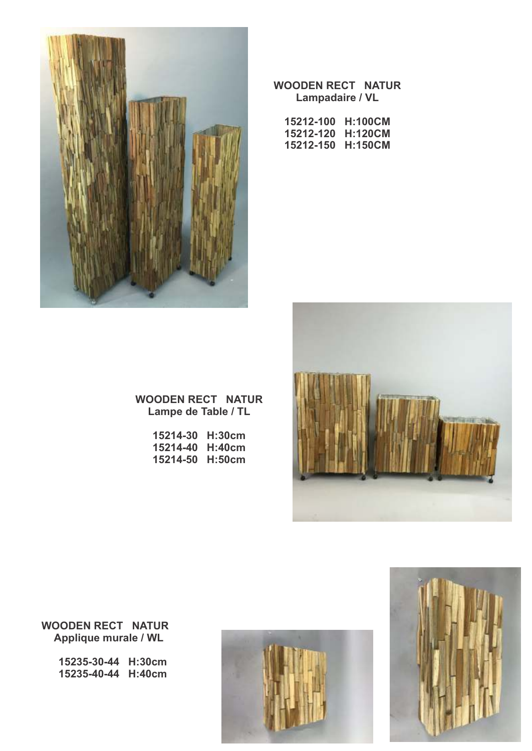**WOODEN RECT NATUR**
**Lampadaire / VL**

**15212-100 H:100CM**
**15212-120 H:120CM**
**15212-150 H:150CM**

**WOODEN RECT NATUR**
**Lampe de Table / TL**

**15214-30 H:30cm**
**15214-40 H:40cm**
**15214-50 H:50cm**

**WOODEN RECT NATUR**
**Applique murale / WL**

**15235-30-44 H:30cm**
**15235-40-44 H:40cm**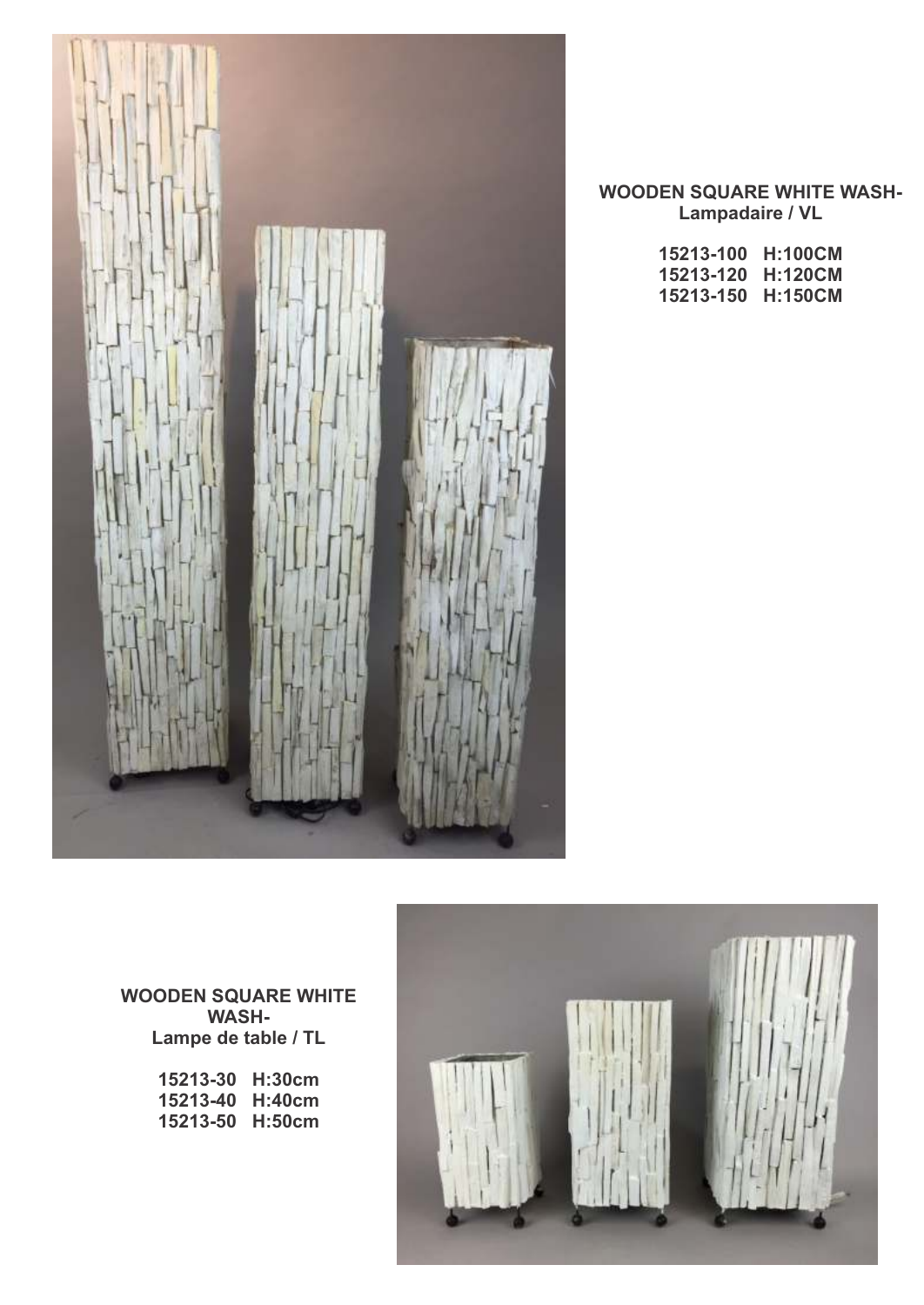**WOODEN SQUARE WHITE WASH-**
**Lampadaire / VL**

**15213-100 H:100CM**
**15213-120 H:120CM**
**15213-150 H:150CM**

**WOODEN SQUARE WHITE WASH-**
**Lampe de table / TL**

**15213-30 H:30cm**
**15213-40 H:40cm**
**15213-50 H:50cm**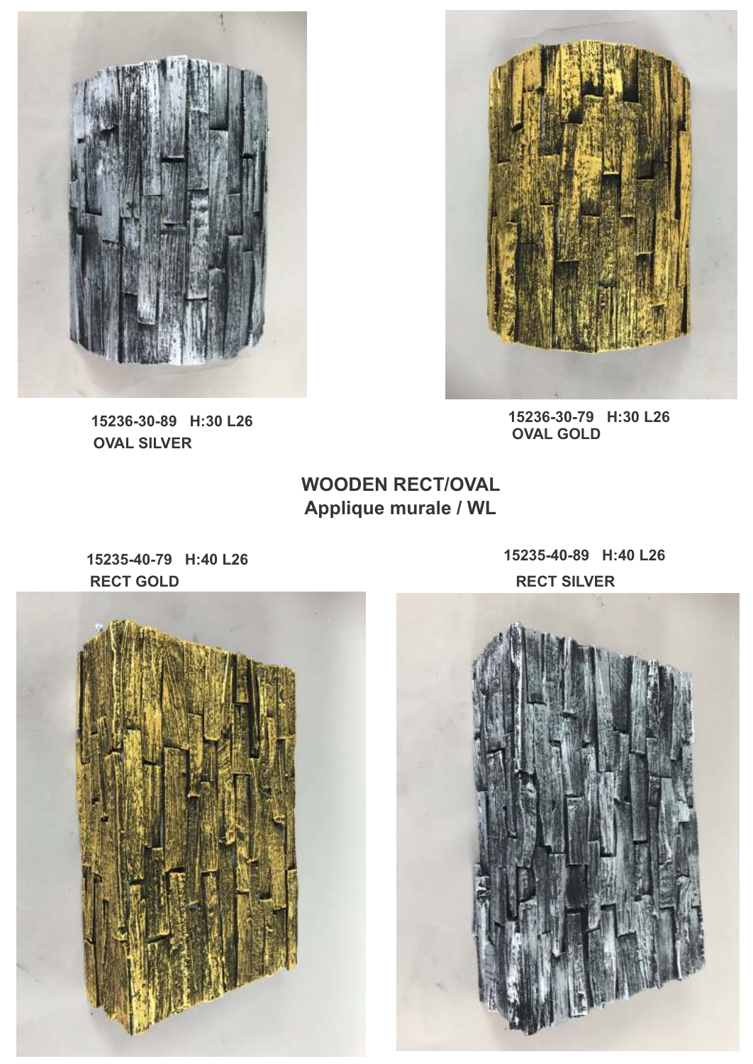15236-30-89 H:30 L26
OVAL SILVER

15236-30-79 H:30 L26
OVAL GOLD

## WOODEN RECT/OVAL
## Applique murale / WL

15235-40-79 H:40 L26
RECT GOLD

15235-40-89 H:40 L26
RECT SILVER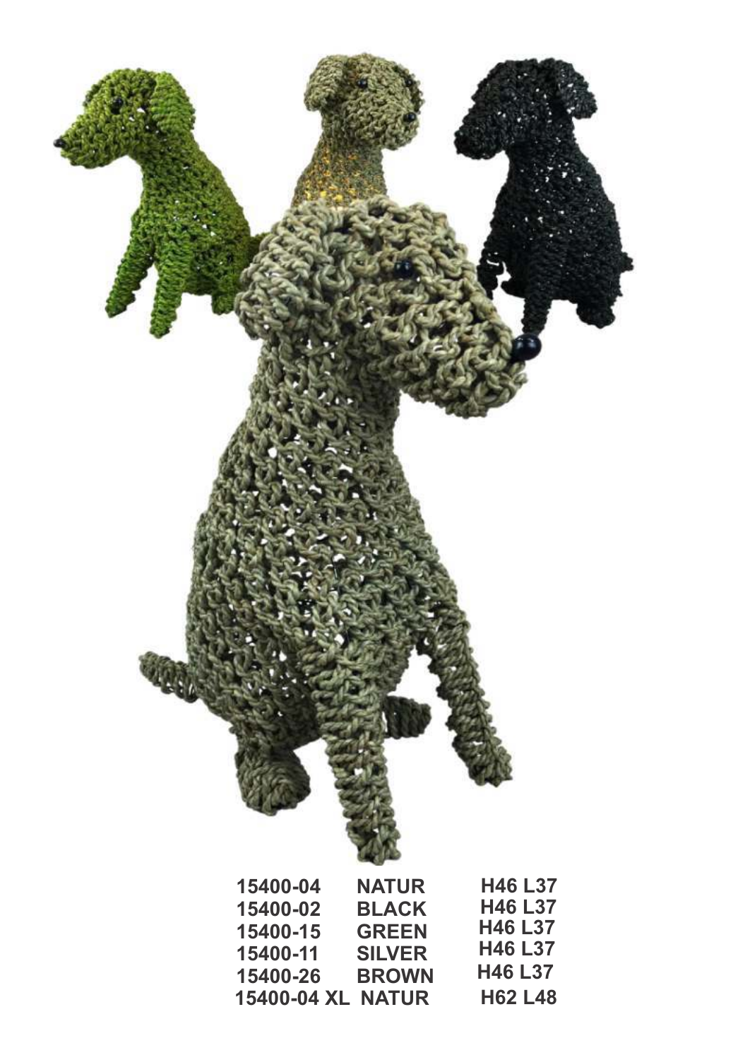| | | |
|---|---|---|
| 15400-04 | NATUR | H46 L37 |
| 15400-02 | BLACK | H46 L37 |
| 15400-15 | GREEN | H46 L37 |
| 15400-11 | SILVER | H46 L37 |
| 15400-26 | BROWN | H46 L37 |
| 15400-04 XL | NATUR | H62 L48 |